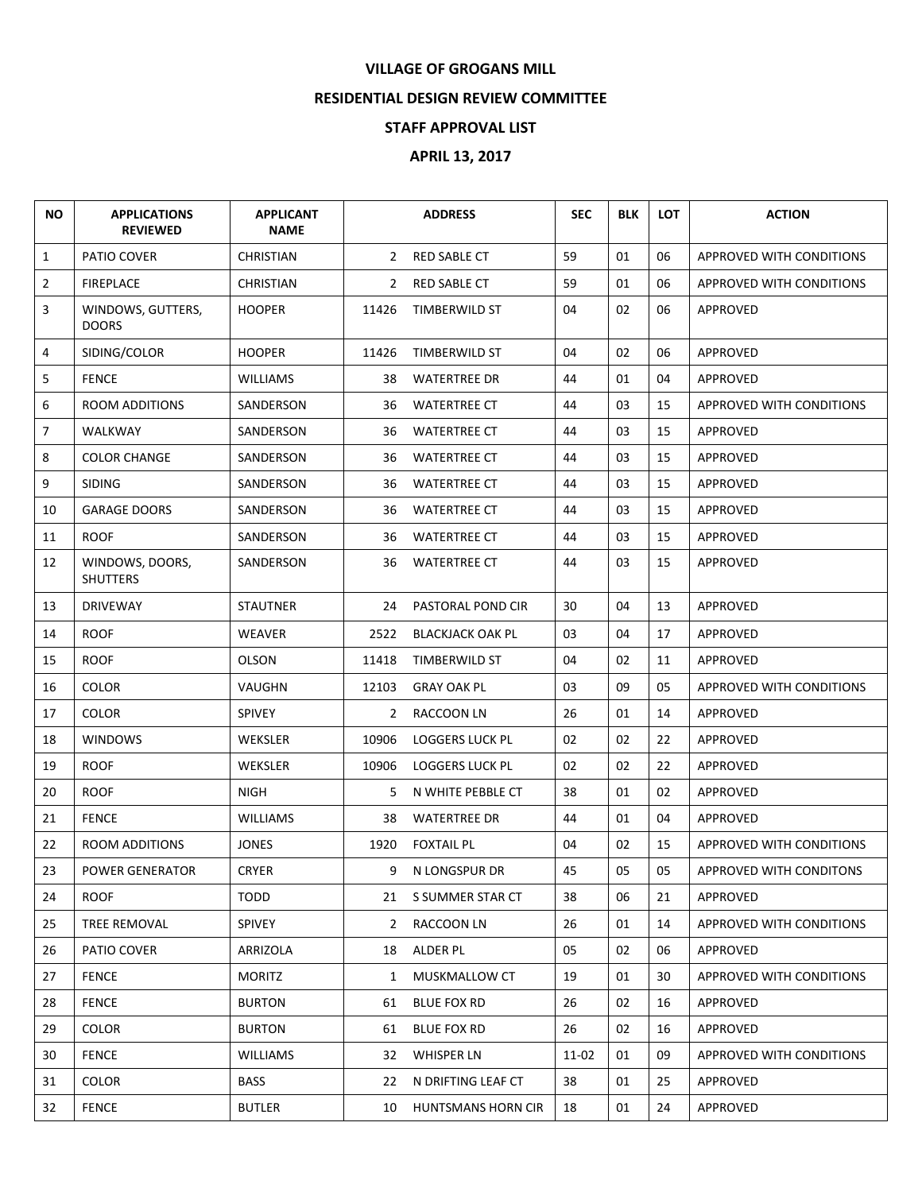# VILLAGE OF GROGANS MILL

## RESIDENTIAL DESIGN REVIEW COMMITTEE

## STAFF APPROVAL LIST

## APRIL 13, 2017

| NO | APPLICATIONS REVIEWED | APPLICANT NAME | ADDRESS | | SEC | BLK | LOT | ACTION |
|---|---|---|---|---|---|---|---|---|
| 1 | PATIO COVER | CHRISTIAN | 2 | RED SABLE CT | 59 | 01 | 06 | APPROVED WITH CONDITIONS |
| 2 | FIREPLACE | CHRISTIAN | 2 | RED SABLE CT | 59 | 01 | 06 | APPROVED WITH CONDITIONS |
| 3 | WINDOWS, GUTTERS, DOORS | HOOPER | 11426 | TIMBERWILD ST | 04 | 02 | 06 | APPROVED |
| 4 | SIDING/COLOR | HOOPER | 11426 | TIMBERWILD ST | 04 | 02 | 06 | APPROVED |
| 5 | FENCE | WILLIAMS | 38 | WATERTREE DR | 44 | 01 | 04 | APPROVED |
| 6 | ROOM ADDITIONS | SANDERSON | 36 | WATERTREE CT | 44 | 03 | 15 | APPROVED WITH CONDITIONS |
| 7 | WALKWAY | SANDERSON | 36 | WATERTREE CT | 44 | 03 | 15 | APPROVED |
| 8 | COLOR CHANGE | SANDERSON | 36 | WATERTREE CT | 44 | 03 | 15 | APPROVED |
| 9 | SIDING | SANDERSON | 36 | WATERTREE CT | 44 | 03 | 15 | APPROVED |
| 10 | GARAGE DOORS | SANDERSON | 36 | WATERTREE CT | 44 | 03 | 15 | APPROVED |
| 11 | ROOF | SANDERSON | 36 | WATERTREE CT | 44 | 03 | 15 | APPROVED |
| 12 | WINDOWS, DOORS, SHUTTERS | SANDERSON | 36 | WATERTREE CT | 44 | 03 | 15 | APPROVED |
| 13 | DRIVEWAY | STAUTNER | 24 | PASTORAL POND CIR | 30 | 04 | 13 | APPROVED |
| 14 | ROOF | WEAVER | 2522 | BLACKJACK OAK PL | 03 | 04 | 17 | APPROVED |
| 15 | ROOF | OLSON | 11418 | TIMBERWILD ST | 04 | 02 | 11 | APPROVED |
| 16 | COLOR | VAUGHN | 12103 | GRAY OAK PL | 03 | 09 | 05 | APPROVED WITH CONDITIONS |
| 17 | COLOR | SPIVEY | 2 | RACCOON LN | 26 | 01 | 14 | APPROVED |
| 18 | WINDOWS | WEKSLER | 10906 | LOGGERS LUCK PL | 02 | 02 | 22 | APPROVED |
| 19 | ROOF | WEKSLER | 10906 | LOGGERS LUCK PL | 02 | 02 | 22 | APPROVED |
| 20 | ROOF | NIGH | 5 | N WHITE PEBBLE CT | 38 | 01 | 02 | APPROVED |
| 21 | FENCE | WILLIAMS | 38 | WATERTREE DR | 44 | 01 | 04 | APPROVED |
| 22 | ROOM ADDITIONS | JONES | 1920 | FOXTAIL PL | 04 | 02 | 15 | APPROVED WITH CONDITIONS |
| 23 | POWER GENERATOR | CRYER | 9 | N LONGSPUR DR | 45 | 05 | 05 | APPROVED WITH CONDITONS |
| 24 | ROOF | TODD | 21 | S SUMMER STAR CT | 38 | 06 | 21 | APPROVED |
| 25 | TREE REMOVAL | SPIVEY | 2 | RACCOON LN | 26 | 01 | 14 | APPROVED WITH CONDITIONS |
| 26 | PATIO COVER | ARRIZOLA | 18 | ALDER PL | 05 | 02 | 06 | APPROVED |
| 27 | FENCE | MORITZ | 1 | MUSKMALLOW CT | 19 | 01 | 30 | APPROVED WITH CONDITIONS |
| 28 | FENCE | BURTON | 61 | BLUE FOX RD | 26 | 02 | 16 | APPROVED |
| 29 | COLOR | BURTON | 61 | BLUE FOX RD | 26 | 02 | 16 | APPROVED |
| 30 | FENCE | WILLIAMS | 32 | WHISPER LN | 11-02 | 01 | 09 | APPROVED WITH CONDITIONS |
| 31 | COLOR | BASS | 22 | N DRIFTING LEAF CT | 38 | 01 | 25 | APPROVED |
| 32 | FENCE | BUTLER | 10 | HUNTSMANS HORN CIR | 18 | 01 | 24 | APPROVED |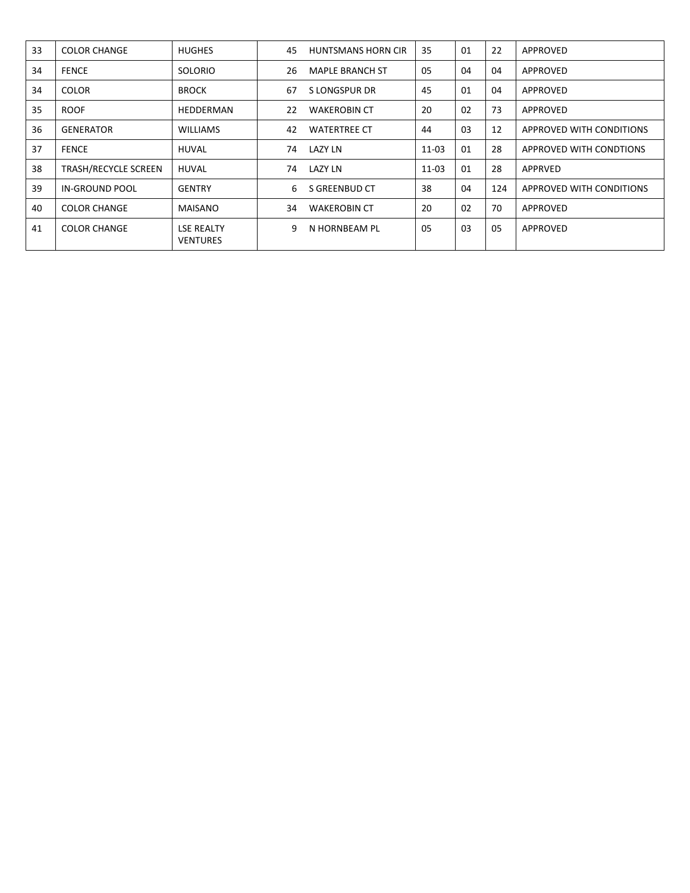| | | | | | | | | |
|---|---|---|---|---|---|---|---|---|
| 33 | COLOR CHANGE | HUGHES | 45 | HUNTSMANS HORN CIR | 35 | 01 | 22 | APPROVED |
| 34 | FENCE | SOLORIO | 26 | MAPLE BRANCH ST | 05 | 04 | 04 | APPROVED |
| 34 | COLOR | BROCK | 67 | S LONGSPUR DR | 45 | 01 | 04 | APPROVED |
| 35 | ROOF | HEDDERMAN | 22 | WAKEROBIN CT | 20 | 02 | 73 | APPROVED |
| 36 | GENERATOR | WILLIAMS | 42 | WATERTREE CT | 44 | 03 | 12 | APPROVED WITH CONDITIONS |
| 37 | FENCE | HUVAL | 74 | LAZY LN | 11-03 | 01 | 28 | APPROVED WITH CONDTIONS |
| 38 | TRASH/RECYCLE SCREEN | HUVAL | 74 | LAZY LN | 11-03 | 01 | 28 | APPRVED |
| 39 | IN-GROUND POOL | GENTRY | 6 | S GREENBUD CT | 38 | 04 | 124 | APPROVED WITH CONDITIONS |
| 40 | COLOR CHANGE | MAISANO | 34 | WAKEROBIN CT | 20 | 02 | 70 | APPROVED |
| 41 | COLOR CHANGE | LSE REALTY VENTURES | 9 | N HORNBEAM PL | 05 | 03 | 05 | APPROVED |